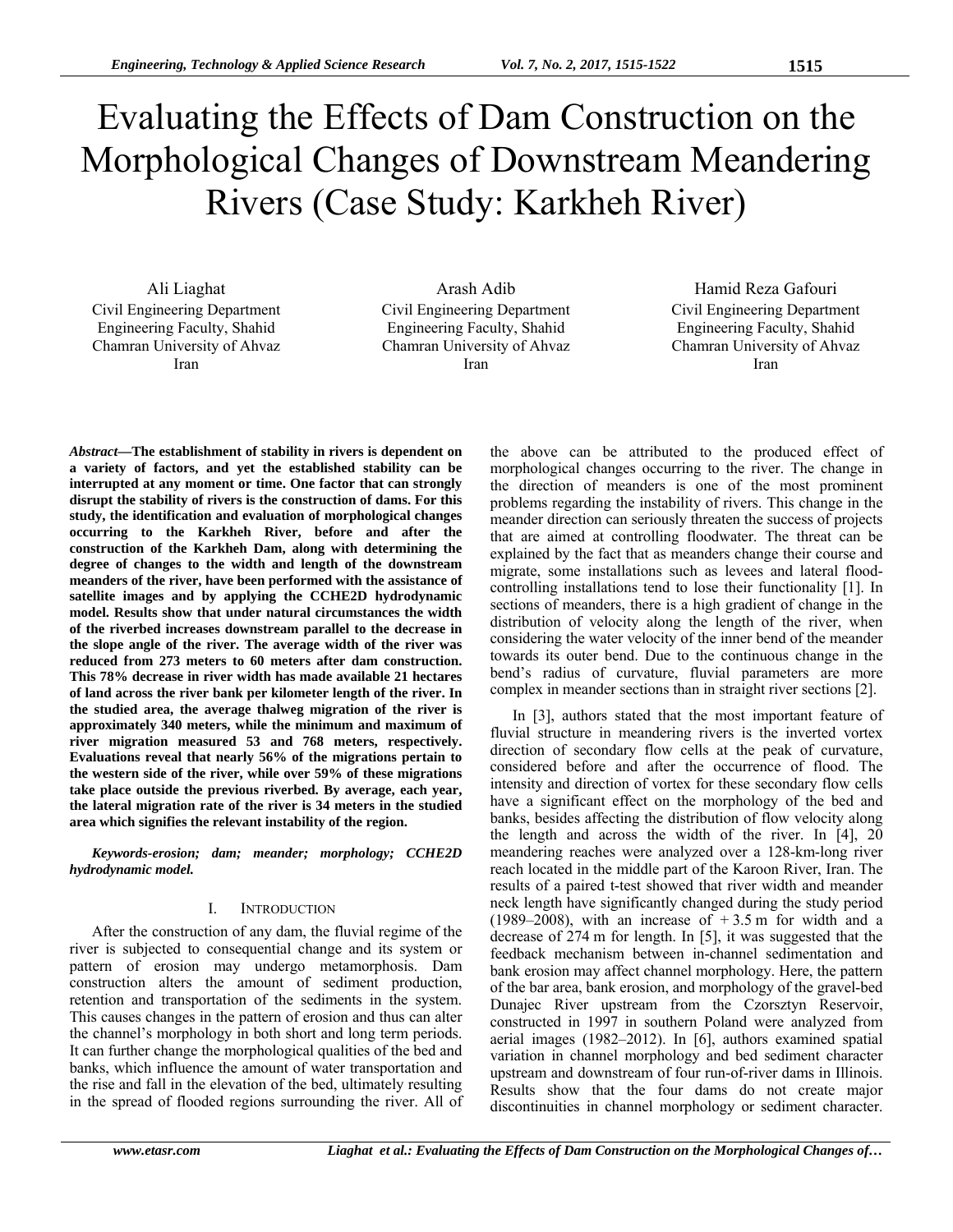# Evaluating the Effects of Dam Construction on the Morphological Changes of Downstream Meandering Rivers (Case Study: Karkheh River)

Ali Liaghat
Civil Engineering Department
Engineering Faculty, Shahid Chamran University of Ahvaz
Iran

Arash Adib
Civil Engineering Department
Engineering Faculty, Shahid Chamran University of Ahvaz
Iran

Hamid Reza Gafouri
Civil Engineering Department
Engineering Faculty, Shahid Chamran University of Ahvaz
Iran

***Abstract*—The establishment of stability in rivers is dependent on a variety of factors, and yet the established stability can be interrupted at any moment or time. One factor that can strongly disrupt the stability of rivers is the construction of dams. For this study, the identification and evaluation of morphological changes occurring to the Karkheh River, before and after the construction of the Karkheh Dam, along with determining the degree of changes to the width and length of the downstream meanders of the river, have been performed with the assistance of satellite images and by applying the CCHE2D hydrodynamic model. Results show that under natural circumstances the width of the riverbed increases downstream parallel to the decrease in the slope angle of the river. The average width of the river was reduced from 273 meters to 60 meters after dam construction. This 78% decrease in river width has made available 21 hectares of land across the river bank per kilometer length of the river. In the studied area, the average thalweg migration of the river is approximately 340 meters, while the minimum and maximum of river migration measured 53 and 768 meters, respectively. Evaluations reveal that nearly 56% of the migrations pertain to the western side of the river, while over 59% of these migrations take place outside the previous riverbed. By average, each year, the lateral migration rate of the river is 34 meters in the studied area which signifies the relevant instability of the region.**

***Keywords-erosion; dam; meander; morphology; CCHE2D hydrodynamic model.***

## I. Introduction

After the construction of any dam, the fluvial regime of the river is subjected to consequential change and its system or pattern of erosion may undergo metamorphosis. Dam construction alters the amount of sediment production, retention and transportation of the sediments in the system. This causes changes in the pattern of erosion and thus can alter the channel's morphology in both short and long term periods. It can further change the morphological qualities of the bed and banks, which influence the amount of water transportation and the rise and fall in the elevation of the bed, ultimately resulting in the spread of flooded regions surrounding the river. All of the above can be attributed to the produced effect of morphological changes occurring to the river. The change in the direction of meanders is one of the most prominent problems regarding the instability of rivers. This change in the meander direction can seriously threaten the success of projects that are aimed at controlling floodwater. The threat can be explained by the fact that as meanders change their course and migrate, some installations such as levees and lateral flood-controlling installations tend to lose their functionality [1]. In sections of meanders, there is a high gradient of change in the distribution of velocity along the length of the river, when considering the water velocity of the inner bend of the meander towards its outer bend. Due to the continuous change in the bend's radius of curvature, fluvial parameters are more complex in meander sections than in straight river sections [2].

In [3], authors stated that the most important feature of fluvial structure in meandering rivers is the inverted vortex direction of secondary flow cells at the peak of curvature, considered before and after the occurrence of flood. The intensity and direction of vortex for these secondary flow cells have a significant effect on the morphology of the bed and banks, besides affecting the distribution of flow velocity along the length and across the width of the river. In [4], 20 meandering reaches were analyzed over a 128-km-long river reach located in the middle part of the Karoon River, Iran. The results of a paired t-test showed that river width and meander neck length have significantly changed during the study period (1989–2008), with an increase of + 3.5 m for width and a decrease of 274 m for length. In [5], it was suggested that the feedback mechanism between in-channel sedimentation and bank erosion may affect channel morphology. Here, the pattern of the bar area, bank erosion, and morphology of the gravel-bed Dunajec River upstream from the Czorsztyn Reservoir, constructed in 1997 in southern Poland were analyzed from aerial images (1982–2012). In [6], authors examined spatial variation in channel morphology and bed sediment character upstream and downstream of four run-of-river dams in Illinois. Results show that the four dams do not create major discontinuities in channel morphology or sediment character.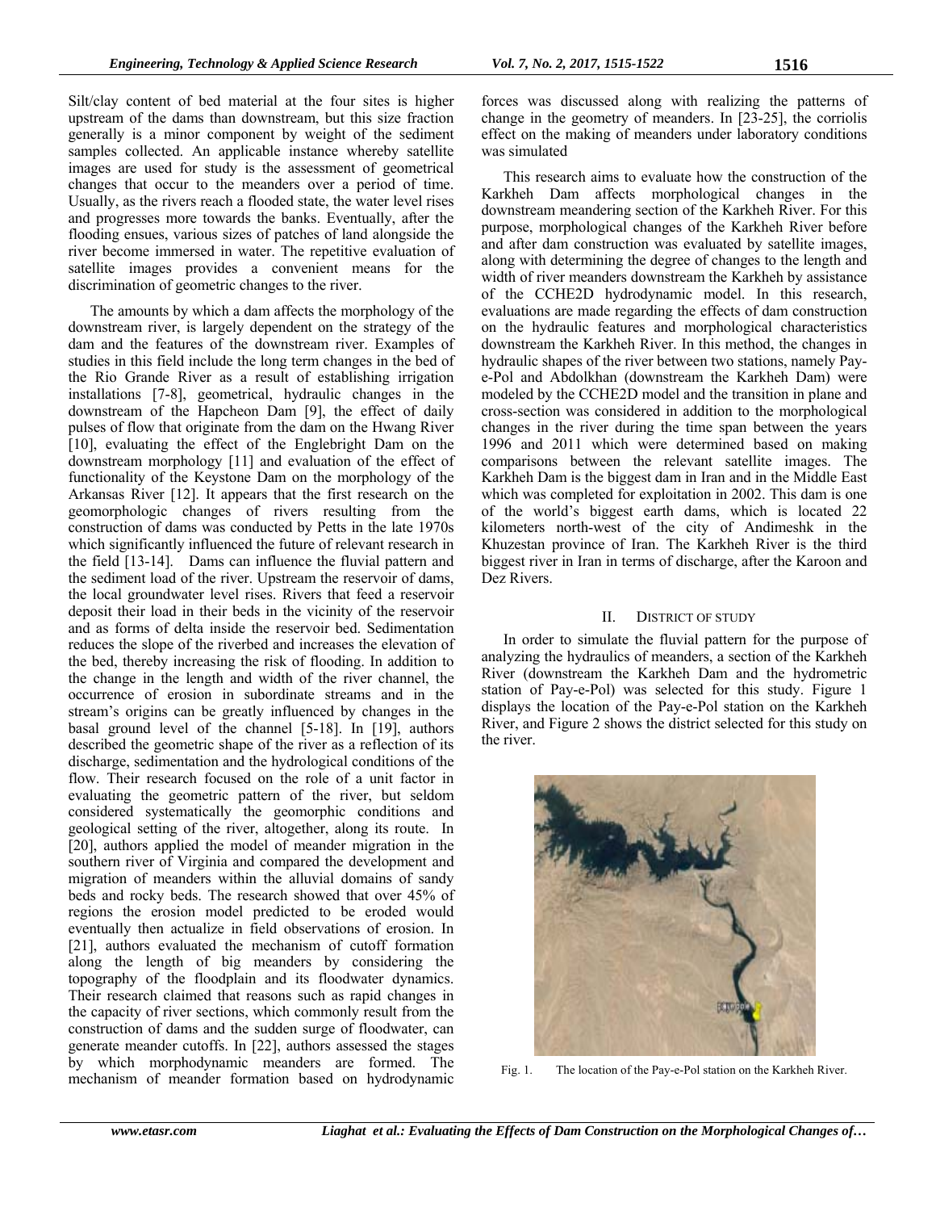Silt/clay content of bed material at the four sites is higher upstream of the dams than downstream, but this size fraction generally is a minor component by weight of the sediment samples collected. An applicable instance whereby satellite images are used for study is the assessment of geometrical changes that occur to the meanders over a period of time. Usually, as the rivers reach a flooded state, the water level rises and progresses more towards the banks. Eventually, after the flooding ensues, various sizes of patches of land alongside the river become immersed in water. The repetitive evaluation of satellite images provides a convenient means for the discrimination of geometric changes to the river.

The amounts by which a dam affects the morphology of the downstream river, is largely dependent on the strategy of the dam and the features of the downstream river. Examples of studies in this field include the long term changes in the bed of the Rio Grande River as a result of establishing irrigation installations [7-8], geometrical, hydraulic changes in the downstream of the Hapcheon Dam [9], the effect of daily pulses of flow that originate from the dam on the Hwang River [10], evaluating the effect of the Englebright Dam on the downstream morphology [11] and evaluation of the effect of functionality of the Keystone Dam on the morphology of the Arkansas River [12]. It appears that the first research on the geomorphologic changes of rivers resulting from the construction of dams was conducted by Petts in the late 1970s which significantly influenced the future of relevant research in the field [13-14]. Dams can influence the fluvial pattern and the sediment load of the river. Upstream the reservoir of dams, the local groundwater level rises. Rivers that feed a reservoir deposit their load in their beds in the vicinity of the reservoir and as forms of delta inside the reservoir bed. Sedimentation reduces the slope of the riverbed and increases the elevation of the bed, thereby increasing the risk of flooding. In addition to the change in the length and width of the river channel, the occurrence of erosion in subordinate streams and in the stream's origins can be greatly influenced by changes in the basal ground level of the channel [5-18]. In [19], authors described the geometric shape of the river as a reflection of its discharge, sedimentation and the hydrological conditions of the flow. Their research focused on the role of a unit factor in evaluating the geometric pattern of the river, but seldom considered systematically the geomorphic conditions and geological setting of the river, altogether, along its route. In [20], authors applied the model of meander migration in the southern river of Virginia and compared the development and migration of meanders within the alluvial domains of sandy beds and rocky beds. The research showed that over 45% of regions the erosion model predicted to be eroded would eventually then actualize in field observations of erosion. In [21], authors evaluated the mechanism of cutoff formation along the length of big meanders by considering the topography of the floodplain and its floodwater dynamics. Their research claimed that reasons such as rapid changes in the capacity of river sections, which commonly result from the construction of dams and the sudden surge of floodwater, can generate meander cutoffs. In [22], authors assessed the stages by which morphodynamic meanders are formed. The mechanism of meander formation based on hydrodynamic forces was discussed along with realizing the patterns of change in the geometry of meanders. In [23-25], the corriolis effect on the making of meanders under laboratory conditions was simulated

This research aims to evaluate how the construction of the Karkheh Dam affects morphological changes in the downstream meandering section of the Karkheh River. For this purpose, morphological changes of the Karkheh River before and after dam construction was evaluated by satellite images, along with determining the degree of changes to the length and width of river meanders downstream the Karkheh by assistance of the CCHE2D hydrodynamic model. In this research, evaluations are made regarding the effects of dam construction on the hydraulic features and morphological characteristics downstream the Karkheh River. In this method, the changes in hydraulic shapes of the river between two stations, namely Pay-e-Pol and Abdolkhan (downstream the Karkheh Dam) were modeled by the CCHE2D model and the transition in plane and cross-section was considered in addition to the morphological changes in the river during the time span between the years 1996 and 2011 which were determined based on making comparisons between the relevant satellite images. The Karkheh Dam is the biggest dam in Iran and in the Middle East which was completed for exploitation in 2002. This dam is one of the world's biggest earth dams, which is located 22 kilometers north-west of the city of Andimeshk in the Khuzestan province of Iran. The Karkheh River is the third biggest river in Iran in terms of discharge, after the Karoon and Dez Rivers.

## II. District of Study

In order to simulate the fluvial pattern for the purpose of analyzing the hydraulics of meanders, a section of the Karkheh River (downstream the Karkheh Dam and the hydrometric station of Pay-e-Pol) was selected for this study. Figure 1 displays the location of the Pay-e-Pol station on the Karkheh River, and Figure 2 shows the district selected for this study on the river.

Fig. 1. The location of the Pay-e-Pol station on the Karkheh River.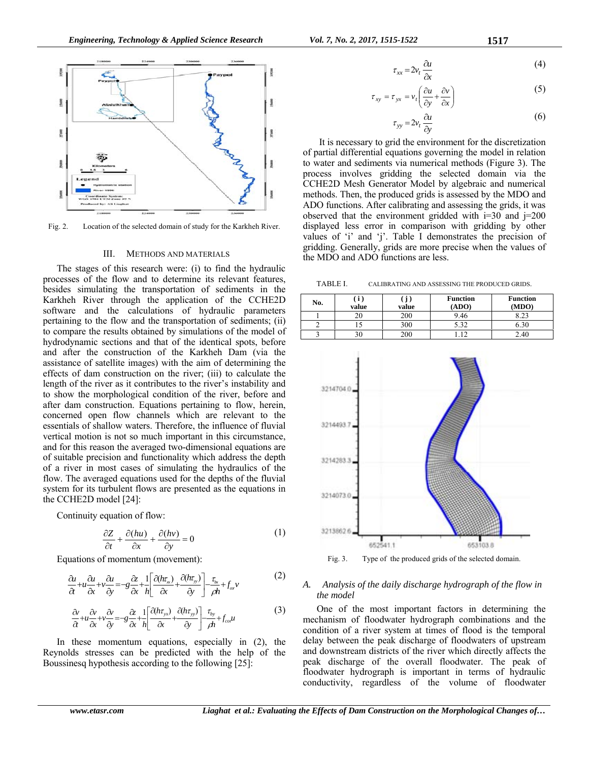Fig. 2. Location of the selected domain of study for the Karkheh River.

## III. METHODS AND MATERIALS

The stages of this research were: (i) to find the hydraulic processes of the flow and to determine its relevant features, besides simulating the transportation of sediments in the Karkheh River through the application of the CCHE2D software and the calculations of hydraulic parameters pertaining to the flow and the transportation of sediments; (ii) to compare the results obtained by simulations of the model of hydrodynamic sections and that of the identical spots, before and after the construction of the Karkheh Dam (via the assistance of satellite images) with the aim of determining the effects of dam construction on the river; (iii) to calculate the length of the river as it contributes to the river's instability and to show the morphological condition of the river, before and after dam construction. Equations pertaining to flow, herein, concerned open flow channels which are relevant to the essentials of shallow waters. Therefore, the influence of fluvial vertical motion is not so much important in this circumstance, and for this reason the averaged two-dimensional equations are of suitable precision and functionality which address the depth of a river in most cases of simulating the hydraulics of the flow. The averaged equations used for the depths of the fluvial system for its turbulent flows are presented as the equations in the CCHE2D model [24]:

Continuity equation of flow:

$$\frac{\partial Z}{\partial t} + \frac{\partial (hu)}{\partial x} + \frac{\partial (hv)}{\partial y} = 0 \tag{1}$$

Equations of momentum (movement):

$$\frac{\partial u}{\partial t} + u\frac{\partial u}{\partial x} + v\frac{\partial u}{\partial y} = -g\frac{\partial z}{\partial x} + \frac{1}{h}\left[\frac{\partial (h\tau_{xx})}{\partial x} + \frac{\partial (h\tau_{xy})}{\partial y}\right] - \frac{\tau_{bx}}{\rho h} + f_{cor}v \tag{2}$$

$$\frac{\partial v}{\partial t} + u\frac{\partial v}{\partial x} + v\frac{\partial v}{\partial y} = -g\frac{\partial z}{\partial x} + \frac{1}{h}\left[\frac{\partial (h\tau_{yx})}{\partial x} + \frac{\partial (h\tau_{yy})}{\partial y}\right] - \frac{\tau_{by}}{\rho h} + f_{cor}u \tag{3}$$

In these momentum equations, especially in (2), the Reynolds stresses can be predicted with the help of the Boussinesq hypothesis according to the following [25]:

$$\tau_{xx} = 2v_t \frac{\partial u}{\partial x} \tag{4}$$

$$\tau_{xy} = \tau_{yx} = v_t\left(\frac{\partial u}{\partial y} + \frac{\partial v}{\partial x}\right) \tag{5}$$

$$\tau_{yy} = 2v_t \frac{\partial u}{\partial y} \tag{6}$$

It is necessary to grid the environment for the discretization of partial differential equations governing the model in relation to water and sediments via numerical methods (Figure 3). The process involves gridding the selected domain via the CCHE2D Mesh Generator Model by algebraic and numerical methods. Then, the produced grids is assessed by the MDO and ADO functions. After calibrating and assessing the grids, it was observed that the environment gridded with i=30 and j=200 displayed less error in comparison with gridding by other values of 'i' and 'j'. Table I demonstrates the precision of gridding. Generally, grids are more precise when the values of the MDO and ADO functions are less.

TABLE I. CALIBRATING AND ASSESSING THE PRODUCED GRIDS.

| No. | ( i ) value | ( j ) value | Function (ADO) | Function (MDO) |
|---|---|---|---|---|
| 1 | 20 | 200 | 9.46 | 8.23 |
| 2 | 15 | 300 | 5.32 | 6.30 |
| 3 | 30 | 200 | 1.12 | 2.40 |

Fig. 3. Type of the produced grids of the selected domain.

### A. *Analysis of the daily discharge hydrograph of the flow in the model*

One of the most important factors in determining the mechanism of floodwater hydrograph combinations and the condition of a river system at times of flood is the temporal delay between the peak discharge of floodwaters of upstream and downstream districts of the river which directly affects the peak discharge of the overall floodwater. The peak of floodwater hydrograph is important in terms of hydraulic conductivity, regardless of the volume of floodwater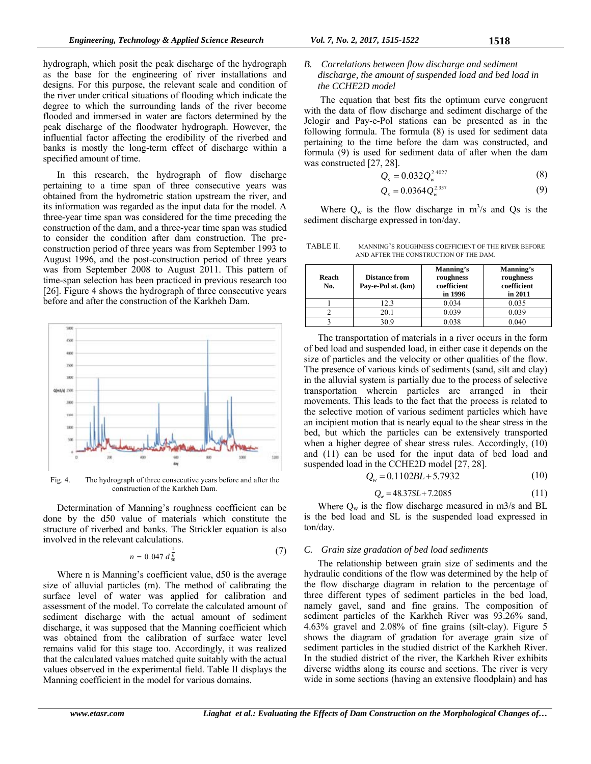hydrograph, which posit the peak discharge of the hydrograph as the base for the engineering of river installations and designs. For this purpose, the relevant scale and condition of the river under critical situations of flooding which indicate the degree to which the surrounding lands of the river become flooded and immersed in water are factors determined by the peak discharge of the floodwater hydrograph. However, the influential factor affecting the erodibility of the riverbed and banks is mostly the long-term effect of discharge within a specified amount of time.

In this research, the hydrograph of flow discharge pertaining to a time span of three consecutive years was obtained from the hydrometric station upstream the river, and its information was regarded as the input data for the model. A three-year time span was considered for the time preceding the construction of the dam, and a three-year time span was studied to consider the condition after dam construction. The pre-construction period of three years was from September 1993 to August 1996, and the post-construction period of three years was from September 2008 to August 2011. This pattern of time-span selection has been practiced in previous research too [26]. Figure 4 shows the hydrograph of three consecutive years before and after the construction of the Karkheh Dam.

Fig. 4. The hydrograph of three consecutive years before and after the construction of the Karkheh Dam.

Determination of Manning's roughness coefficient can be done by the d50 value of materials which constitute the structure of riverbed and banks. The Strickler equation is also involved in the relevant calculations.

$$n = 0.047\, d_{50}^{\frac{1}{6}} \tag{7}$$

Where n is Manning's coefficient value, d50 is the average size of alluvial particles (m). The method of calibrating the surface level of water was applied for calibration and assessment of the model. To correlate the calculated amount of sediment discharge with the actual amount of sediment discharge, it was supposed that the Manning coefficient which was obtained from the calibration of surface water level remains valid for this stage too. Accordingly, it was realized that the calculated values matched quite suitably with the actual values observed in the experimental field. Table II displays the Manning coefficient in the model for various domains.

### *B. Correlations between flow discharge and sediment discharge, the amount of suspended load and bed load in the CCHE2D model*

The equation that best fits the optimum curve congruent with the data of flow discharge and sediment discharge of the Jelogir and Pay-e-Pol stations can be presented as in the following formula. The formula (8) is used for sediment data pertaining to the time before the dam was constructed, and formula (9) is used for sediment data of after when the dam was constructed [27, 28].

$$Q_s = 0.032 Q_w^{2.4027} \tag{8}$$

$$Q_s = 0.0364 Q_w^{2.357} \tag{9}$$

Where $Q_w$ is the flow discharge in $m^3/s$ and Qs is the sediment discharge expressed in ton/day.

TABLE II. MANNING'S ROUGHNESS COEFFICIENT OF THE RIVER BEFORE AND AFTER THE CONSTRUCTION OF THE DAM.

| Reach No. | Distance from Pay-e-Pol st. (km) | Manning's roughness coefficient in 1996 | Manning's roughness coefficient in 2011 |
|---|---|---|---|
| 1 | 12.3 | 0.034 | 0.035 |
| 2 | 20.1 | 0.039 | 0.039 |
| 3 | 30.9 | 0.038 | 0.040 |

The transportation of materials in a river occurs in the form of bed load and suspended load, in either case it depends on the size of particles and the velocity or other qualities of the flow. The presence of various kinds of sediments (sand, silt and clay) in the alluvial system is partially due to the process of selective transportation wherein particles are arranged in their movements. This leads to the fact that the process is related to the selective motion of various sediment particles which have an incipient motion that is nearly equal to the shear stress in the bed, but which the particles can be extensively transported when a higher degree of shear stress rules. Accordingly, (10) and (11) can be used for the input data of bed load and suspended load in the CCHE2D model [27, 28].

$$Q_w = 0.1102 BL + 5.7932 \tag{10}$$

$$Q_w = 48.37 SL + 7.2085 \tag{11}$$

Where $Q_w$ is the flow discharge measured in m3/s and BL is the bed load and SL is the suspended load expressed in ton/day.

### *C. Grain size gradation of bed load sediments*

The relationship between grain size of sediments and the hydraulic conditions of the flow was determined by the help of the flow discharge diagram in relation to the percentage of three different types of sediment particles in the bed load, namely gavel, sand and fine grains. The composition of sediment particles of the Karkheh River was 93.26% sand, 4.63% gravel and 2.08% of fine grains (silt-clay). Figure 5 shows the diagram of gradation for average grain size of sediment particles in the studied district of the Karkheh River. In the studied district of the river, the Karkheh River exhibits diverse widths along its course and sections. The river is very wide in some sections (having an extensive floodplain) and has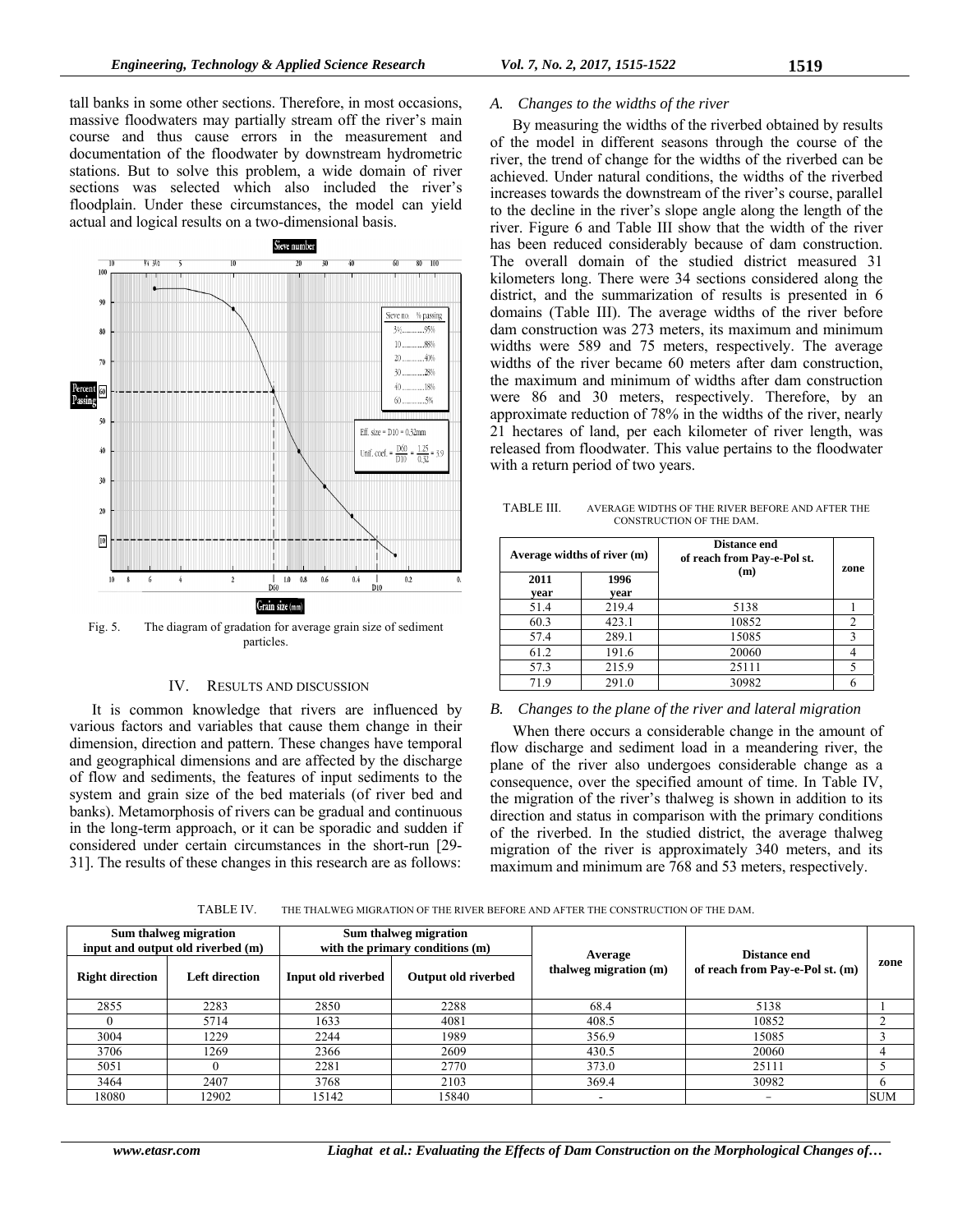tall banks in some other sections. Therefore, in most occasions, massive floodwaters may partially stream off the river's main course and thus cause errors in the measurement and documentation of the floodwater by downstream hydrometric stations. But to solve this problem, a wide domain of river sections was selected which also included the river's floodplain. Under these circumstances, the model can yield actual and logical results on a two-dimensional basis.

Fig. 5. The diagram of gradation for average grain size of sediment particles.

## IV. RESULTS AND DISCUSSION

It is common knowledge that rivers are influenced by various factors and variables that cause them change in their dimension, direction and pattern. These changes have temporal and geographical dimensions and are affected by the discharge of flow and sediments, the features of input sediments to the system and grain size of the bed materials (of river bed and banks). Metamorphosis of rivers can be gradual and continuous in the long-term approach, or it can be sporadic and sudden if considered under certain circumstances in the short-run [29-31]. The results of these changes in this research are as follows:

### *A. Changes to the widths of the river*

By measuring the widths of the riverbed obtained by results of the model in different seasons through the course of the river, the trend of change for the widths of the riverbed can be achieved. Under natural conditions, the widths of the riverbed increases towards the downstream of the river's course, parallel to the decline in the river's slope angle along the length of the river. Figure 6 and Table III show that the width of the river has been reduced considerably because of dam construction. The overall domain of the studied district measured 31 kilometers long. There were 34 sections considered along the district, and the summarization of results is presented in 6 domains (Table III). The average widths of the river before dam construction was 273 meters, its maximum and minimum widths were 589 and 75 meters, respectively. The average widths of the river became 60 meters after dam construction, the maximum and minimum of widths after dam construction were 86 and 30 meters, respectively. Therefore, by an approximate reduction of 78% in the widths of the river, nearly 21 hectares of land, per each kilometer of river length, was released from floodwater. This value pertains to the floodwater with a return period of two years.

TABLE III. AVERAGE WIDTHS OF THE RIVER BEFORE AND AFTER THE CONSTRUCTION OF THE DAM.

| Average widths of river (m) | | Distance end of reach from Pay-e-Pol st. (m) | zone |
|---|---|---|---|
| 2011 year | 1996 year | | |
| 51.4 | 219.4 | 5138 | 1 |
| 60.3 | 423.1 | 10852 | 2 |
| 57.4 | 289.1 | 15085 | 3 |
| 61.2 | 191.6 | 20060 | 4 |
| 57.3 | 215.9 | 25111 | 5 |
| 71.9 | 291.0 | 30982 | 6 |

### *B. Changes to the plane of the river and lateral migration*

When there occurs a considerable change in the amount of flow discharge and sediment load in a meandering river, the plane of the river also undergoes considerable change as a consequence, over the specified amount of time. In Table IV, the migration of the river's thalweg is shown in addition to its direction and status in comparison with the primary conditions of the riverbed. In the studied district, the average thalweg migration of the river is approximately 340 meters, and its maximum and minimum are 768 and 53 meters, respectively.

TABLE IV. THE THALWEG MIGRATION OF THE RIVER BEFORE AND AFTER THE CONSTRUCTION OF THE DAM.

| Sum thalweg migration input and output old riverbed (m) | | Sum thalweg migration with the primary conditions (m) | | Average thalweg migration (m) | Distance end of reach from Pay-e-Pol st. (m) | zone |
|---|---|---|---|---|---|---|
| Right direction | Left direction | Input old riverbed | Output old riverbed | | | |
| 2855 | 2283 | 2850 | 2288 | 68.4 | 5138 | 1 |
| 0 | 5714 | 1633 | 4081 | 408.5 | 10852 | 2 |
| 3004 | 1229 | 2244 | 1989 | 356.9 | 15085 | 3 |
| 3706 | 1269 | 2366 | 2609 | 430.5 | 20060 | 4 |
| 5051 | 0 | 2281 | 2770 | 373.0 | 25111 | 5 |
| 3464 | 2407 | 3768 | 2103 | 369.4 | 30982 | 6 |
| 18080 | 12902 | 15142 | 15840 | - | - | SUM |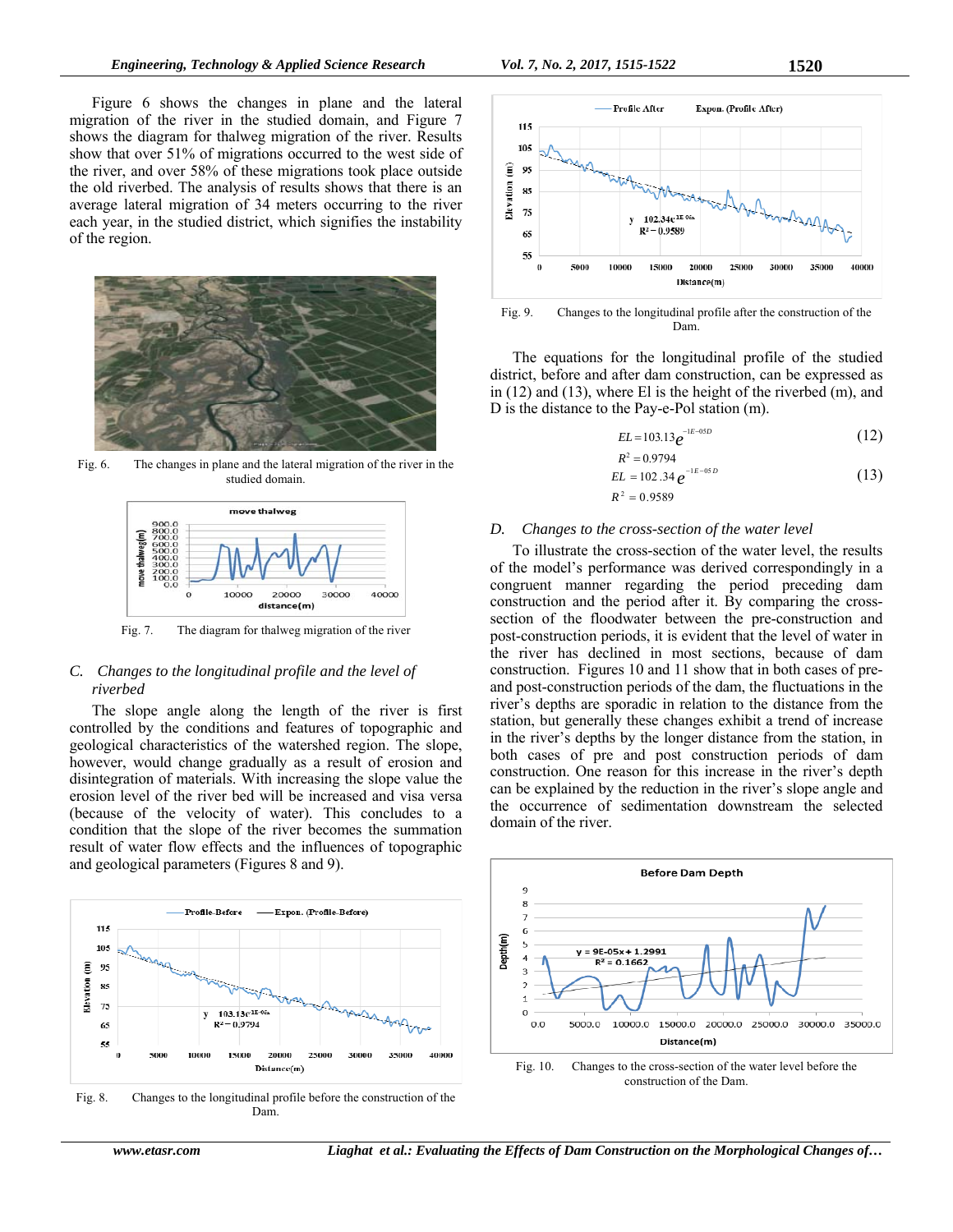Figure 6 shows the changes in plane and the lateral migration of the river in the studied domain, and Figure 7 shows the diagram for thalweg migration of the river. Results show that over 51% of migrations occurred to the west side of the river, and over 58% of these migrations took place outside the old riverbed. The analysis of results shows that there is an average lateral migration of 34 meters occurring to the river each year, in the studied district, which signifies the instability of the region.

Fig. 6. The changes in plane and the lateral migration of the river in the studied domain.

Fig. 7. The diagram for thalweg migration of the river

### C. *Changes to the longitudinal profile and the level of riverbed*

The slope angle along the length of the river is first controlled by the conditions and features of topographic and geological characteristics of the watershed region. The slope, however, would change gradually as a result of erosion and disintegration of materials. With increasing the slope value the erosion level of the river bed will be increased and visa versa (because of the velocity of water). This concludes to a condition that the slope of the river becomes the summation result of water flow effects and the influences of topographic and geological parameters (Figures 8 and 9).

Fig. 8. Changes to the longitudinal profile before the construction of the Dam.

Fig. 9. Changes to the longitudinal profile after the construction of the Dam.

The equations for the longitudinal profile of the studied district, before and after dam construction, can be expressed as in (12) and (13), where El is the height of the riverbed (m), and D is the distance to the Pay-e-Pol station (m).

$$EL = 103.13e^{-1E-05D} \quad (12)$$

$$R^2 = 0.9794$$

$$EL = 102.34e^{-1E-05D} \quad (13)$$

$$R^2 = 0.9589$$

### D. *Changes to the cross-section of the water level*

To illustrate the cross-section of the water level, the results of the model's performance was derived correspondingly in a congruent manner regarding the period preceding dam construction and the period after it. By comparing the cross-section of the floodwater between the pre-construction and post-construction periods, it is evident that the level of water in the river has declined in most sections, because of dam construction. Figures 10 and 11 show that in both cases of pre- and post-construction periods of the dam, the fluctuations in the river's depths are sporadic in relation to the distance from the station, but generally these changes exhibit a trend of increase in the river's depths by the longer distance from the station, in both cases of pre and post construction periods of dam construction. One reason for this increase in the river's depth can be explained by the reduction in the river's slope angle and the occurrence of sedimentation downstream the selected domain of the river.

Fig. 10. Changes to the cross-section of the water level before the construction of the Dam.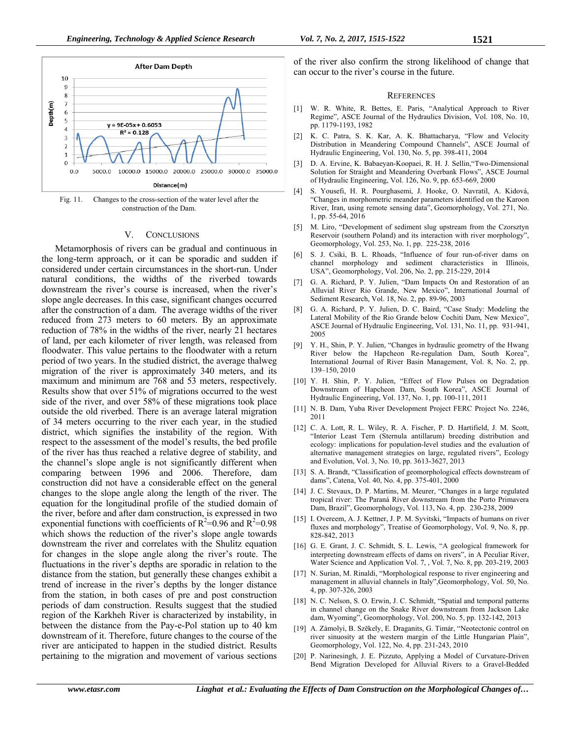Fig. 11. Changes to the cross-section of the water level after the construction of the Dam.

## V. CONCLUSIONS

Metamorphosis of rivers can be gradual and continuous in the long-term approach, or it can be sporadic and sudden if considered under certain circumstances in the short-run. Under natural conditions, the widths of the riverbed towards downstream the river's course is increased, when the river's slope angle decreases. In this case, significant changes occurred after the construction of a dam. The average widths of the river reduced from 273 meters to 60 meters. By an approximate reduction of 78% in the widths of the river, nearly 21 hectares of land, per each kilometer of river length, was released from floodwater. This value pertains to the floodwater with a return period of two years. In the studied district, the average thalweg migration of the river is approximately 340 meters, and its maximum and minimum are 768 and 53 meters, respectively. Results show that over 51% of migrations occurred to the west side of the river, and over 58% of these migrations took place outside the old riverbed. There is an average lateral migration of 34 meters occurring to the river each year, in the studied district, which signifies the instability of the region. With respect to the assessment of the model's results, the bed profile of the river has thus reached a relative degree of stability, and the channel's slope angle is not significantly different when comparing between 1996 and 2006. Therefore, dam construction did not have a considerable effect on the general changes to the slope angle along the length of the river. The equation for the longitudinal profile of the studied domain of the river, before and after dam construction, is expressed in two exponential functions with coefficients of $R^2$=0.96 and $R^2$=0.98 which shows the reduction of the river's slope angle towards downstream the river and correlates with the Shulitz equation for changes in the slope angle along the river's route. The fluctuations in the river's depths are sporadic in relation to the distance from the station, but generally these changes exhibit a trend of increase in the river's depths by the longer distance from the station, in both cases of pre and post construction periods of dam construction. Results suggest that the studied region of the Karkheh River is characterized by instability, in between the distance from the Pay-e-Pol station up to 40 km downstream of it. Therefore, future changes to the course of the river are anticipated to happen in the studied district. Results pertaining to the migration and movement of various sections of the river also confirm the strong likelihood of change that can occur to the river's course in the future.

## REFERENCES

[1] W. R. White, R. Bettes, E. Paris, "Analytical Approach to River Regime", ASCE Journal of the Hydraulics Division, Vol. 108, No. 10, pp. 1179-1193, 1982

[2] K. C. Patra, S. K. Kar, A. K. Bhattacharya, "Flow and Velocity Distribution in Meandering Compound Channels", ASCE Journal of Hydraulic Engineering, Vol. 130, No. 5, pp. 398-411, 2004

[3] D. A. Ervine, K. Babaeyan-Koopaei, R. H. J. Sellin,"Two-Dimensional Solution for Straight and Meandering Overbank Flows", ASCE Journal of Hydraulic Engineering, Vol. 126, No. 9, pp. 653-669, 2000

[4] S. Yousefi, H. R. Pourghasemi, J. Hooke, O. Navratil, A. Kidová, "Changes in morphometric meander parameters identified on the Karoon River, Iran, using remote sensing data", Geomorphology, Vol. 271, No. 1, pp. 55-64, 2016

[5] M. Liro, "Development of sediment slug upstream from the Czorsztyn Reservoir (southern Poland) and its interaction with river morphology", Geomorphology, Vol. 253, No. 1, pp. 225-238, 2016

[6] S. J. Csiki, B. L. Rhoads, "Influence of four run-of-river dams on channel morphology and sediment characteristics in Illinois, USA", Geomorphology, Vol. 206, No. 2, pp. 215-229, 2014

[7] G. A. Richard, P. Y. Julien, "Dam Impacts On and Restoration of an Alluvial River Rio Grande, New Mexico", International Journal of Sediment Research, Vol. 18, No. 2, pp. 89-96, 2003

[8] G. A. Richard, P. Y. Julien, D. C. Baird, "Case Study: Modeling the Lateral Mobility of the Rio Grande below Cochiti Dam, New Mexico", ASCE Journal of Hydraulic Engineering, Vol. 131, No. 11, pp. 931-941, 2005

[9] Y. H., Shin, P. Y. Julien, "Changes in hydraulic geometry of the Hwang River below the Hapcheon Re-regulation Dam, South Korea", International Journal of River Basin Management, Vol. 8, No. 2, pp. 139–150, 2010

[10] Y. H. Shin, P. Y. Julien, "Effect of Flow Pulses on Degradation Downstream of Hapcheon Dam, South Korea", ASCE Journal of Hydraulic Engineering, Vol. 137, No. 1, pp. 100-111, 2011

[11] N. B. Dam, Yuba River Development Project FERC Project No. 2246, 2011

[12] C. A. Lott, R. L. Wiley, R. A. Fischer, P. D. Hartifield, J. M. Scott, "Interior Least Tern (Sternula antillarum) breeding distribution and ecology: implications for population-level studies and the evaluation of alternative management strategies on large, regulated rivers", Ecology and Evolution, Vol. 3, No. 10, pp. 3613-3627, 2013

[13] S. A. Brandt, "Classification of geomorphological effects downstream of dams", Catena, Vol. 40, No. 4, pp. 375-401, 2000

[14] J. C. Stevaux, D. P. Martins, M. Meurer, "Changes in a large regulated tropical river: The Paraná River downstream from the Porto Primavera Dam, Brazil", Geomorphology, Vol. 113, No. 4, pp. 230-238, 2009

[15] I. Overeem, A. J. Kettner, J. P. M. Syvitski, "Impacts of humans on river fluxes and morphology", Treatise of Geomorphology, Vol. 9, No. 8, pp. 828-842, 2013

[16] G. E. Grant, J. C. Schmidt, S. L. Lewis, "A geological framework for interpreting downstream effects of dams on rivers", in A Peculiar River, Water Science and Application Vol. 7, , Vol. 7, No. 8, pp. 203-219, 2003

[17] N. Surian, M. Rinaldi, "Morphological response to river engineering and management in alluvial channels in Italy",Geomorphology, Vol. 50, No. 4, pp. 307-326, 2003

[18] N. C. Nelson, S. O. Erwin, J. C. Schmidt, "Spatial and temporal patterns in channel change on the Snake River downstream from Jackson Lake dam, Wyoming", Geomorphology, Vol. 200, No. 5, pp. 132-142, 2013

[19] A. Zámolyi, B. Szěkely, E. Draganits, G. Timár, "Neotectonic control on river sinuosity at the western margin of the Little Hungarian Plain", Geomorphology, Vol. 122, No. 4, pp. 231-243, 2010

[20] P. Narinesingh, J. E. Pizzuto, Applying a Model of Curvature-Driven Bend Migration Developed for Alluvial Rivers to a Gravel-Bedded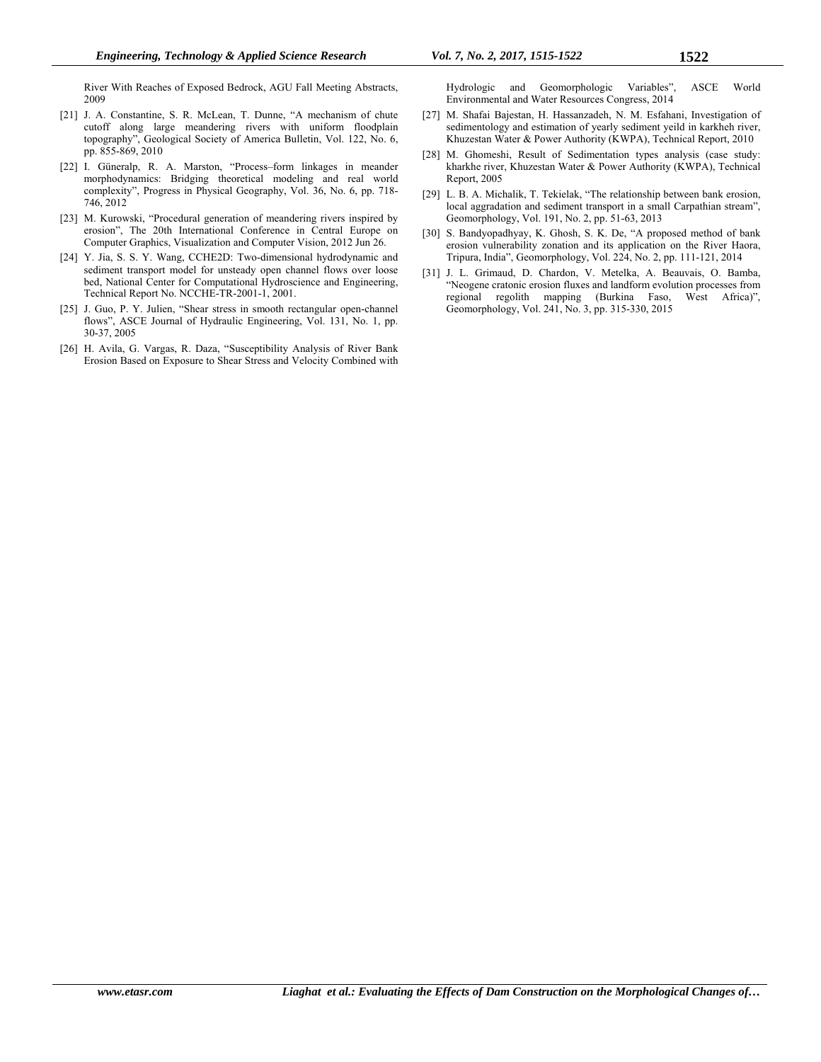River With Reaches of Exposed Bedrock, AGU Fall Meeting Abstracts, 2009

[21] J. A. Constantine, S. R. McLean, T. Dunne, "A mechanism of chute cutoff along large meandering rivers with uniform floodplain topography", Geological Society of America Bulletin, Vol. 122, No. 6, pp. 855-869, 2010

[22] I. Güneralp, R. A. Marston, "Process–form linkages in meander morphodynamics: Bridging theoretical modeling and real world complexity", Progress in Physical Geography, Vol. 36, No. 6, pp. 718-746, 2012

[23] M. Kurowski, "Procedural generation of meandering rivers inspired by erosion", The 20th International Conference in Central Europe on Computer Graphics, Visualization and Computer Vision, 2012 Jun 26.

[24] Y. Jia, S. S. Y. Wang, CCHE2D: Two-dimensional hydrodynamic and sediment transport model for unsteady open channel flows over loose bed, National Center for Computational Hydroscience and Engineering, Technical Report No. NCCHE-TR-2001-1, 2001.

[25] J. Guo, P. Y. Julien, "Shear stress in smooth rectangular open-channel flows", ASCE Journal of Hydraulic Engineering, Vol. 131, No. 1, pp. 30-37, 2005

[26] H. Avila, G. Vargas, R. Daza, "Susceptibility Analysis of River Bank Erosion Based on Exposure to Shear Stress and Velocity Combined with Hydrologic and Geomorphologic Variables", ASCE World Environmental and Water Resources Congress, 2014

[27] M. Shafai Bajestan, H. Hassanzadeh, N. M. Esfahani, Investigation of sedimentology and estimation of yearly sediment yeild in karkheh river, Khuzestan Water & Power Authority (KWPA), Technical Report, 2010

[28] M. Ghomeshi, Result of Sedimentation types analysis (case study: kharkhe river, Khuzestan Water & Power Authority (KWPA), Technical Report, 2005

[29] L. B. A. Michalik, T. Tekielak, "The relationship between bank erosion, local aggradation and sediment transport in a small Carpathian stream", Geomorphology, Vol. 191, No. 2, pp. 51-63, 2013

[30] S. Bandyopadhyay, K. Ghosh, S. K. De, "A proposed method of bank erosion vulnerability zonation and its application on the River Haora, Tripura, India", Geomorphology, Vol. 224, No. 2, pp. 111-121, 2014

[31] J. L. Grimaud, D. Chardon, V. Metelka, A. Beauvais, O. Bamba, "Neogene cratonic erosion fluxes and landform evolution processes from regional regolith mapping (Burkina Faso, West Africa)", Geomorphology, Vol. 241, No. 3, pp. 315-330, 2015